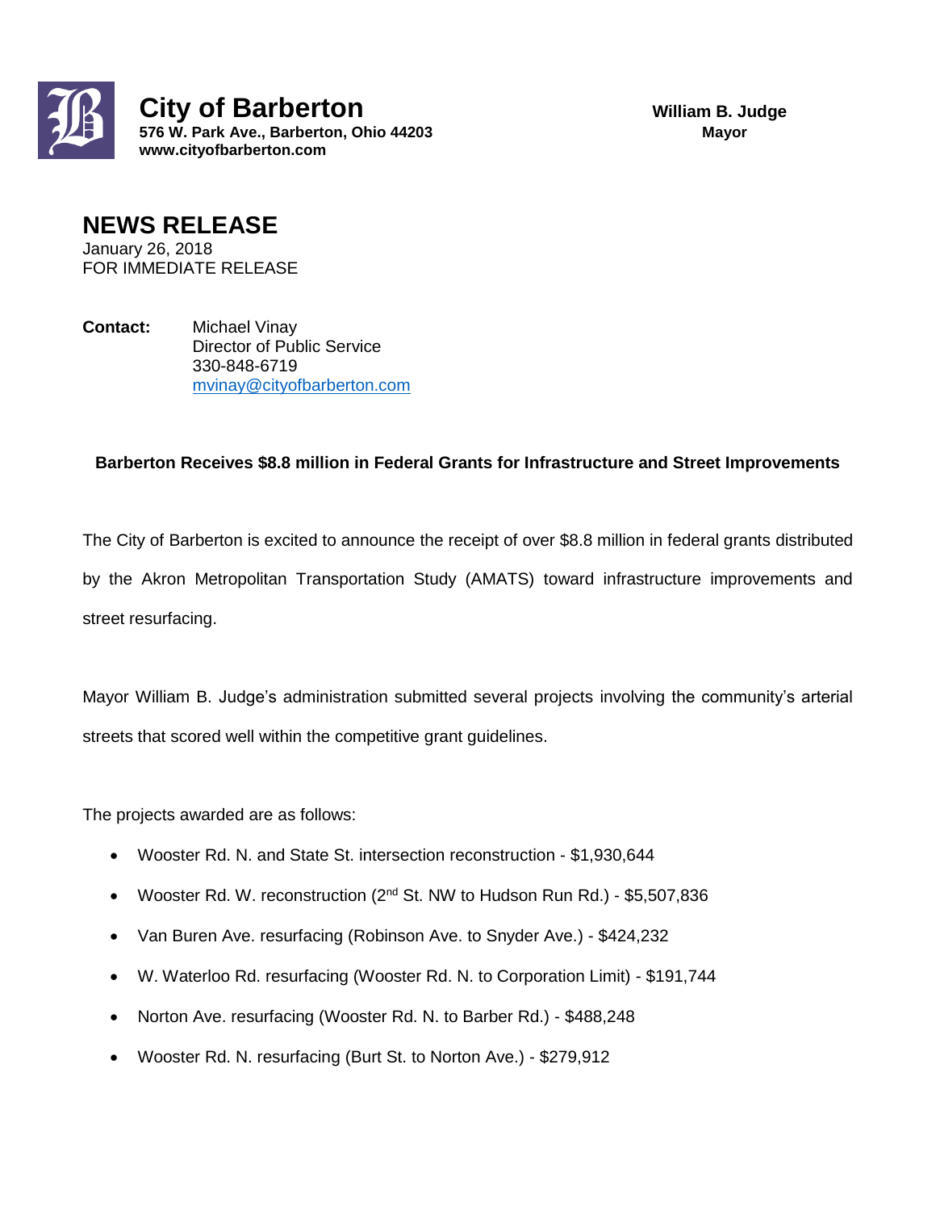# City of Barberton

**576 W. Park Ave., Barberton, Ohio 44203**
**www.cityofbarberton.com**

**William B. Judge**
**Mayor**

## NEWS RELEASE

January 26, 2018
FOR IMMEDIATE RELEASE

**Contact:** Michael Vinay
Director of Public Service
330-848-6719
mvinay@cityofbarberton.com

**Barberton Receives $8.8 million in Federal Grants for Infrastructure and Street Improvements**

The City of Barberton is excited to announce the receipt of over $8.8 million in federal grants distributed by the Akron Metropolitan Transportation Study (AMATS) toward infrastructure improvements and street resurfacing.

Mayor William B. Judge's administration submitted several projects involving the community's arterial streets that scored well within the competitive grant guidelines.

The projects awarded are as follows:

- Wooster Rd. N. and State St. intersection reconstruction - $1,930,644
- Wooster Rd. W. reconstruction (2nd St. NW to Hudson Run Rd.) - $5,507,836
- Van Buren Ave. resurfacing (Robinson Ave. to Snyder Ave.) - $424,232
- W. Waterloo Rd. resurfacing (Wooster Rd. N. to Corporation Limit) - $191,744
- Norton Ave. resurfacing (Wooster Rd. N. to Barber Rd.) - $488,248
- Wooster Rd. N. resurfacing (Burt St. to Norton Ave.) - $279,912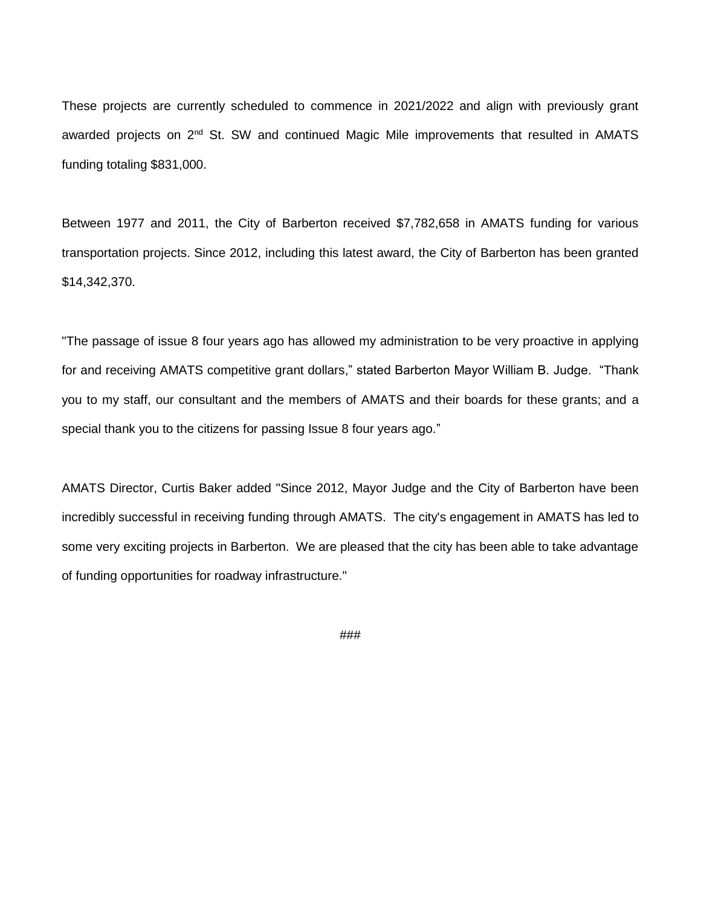These projects are currently scheduled to commence in 2021/2022 and align with previously grant awarded projects on 2nd St. SW and continued Magic Mile improvements that resulted in AMATS funding totaling $831,000.

Between 1977 and 2011, the City of Barberton received $7,782,658 in AMATS funding for various transportation projects. Since 2012, including this latest award, the City of Barberton has been granted $14,342,370.

"The passage of issue 8 four years ago has allowed my administration to be very proactive in applying for and receiving AMATS competitive grant dollars," stated Barberton Mayor William B. Judge. "Thank you to my staff, our consultant and the members of AMATS and their boards for these grants; and a special thank you to the citizens for passing Issue 8 four years ago."

AMATS Director, Curtis Baker added "Since 2012, Mayor Judge and the City of Barberton have been incredibly successful in receiving funding through AMATS. The city's engagement in AMATS has led to some very exciting projects in Barberton. We are pleased that the city has been able to take advantage of funding opportunities for roadway infrastructure."

###